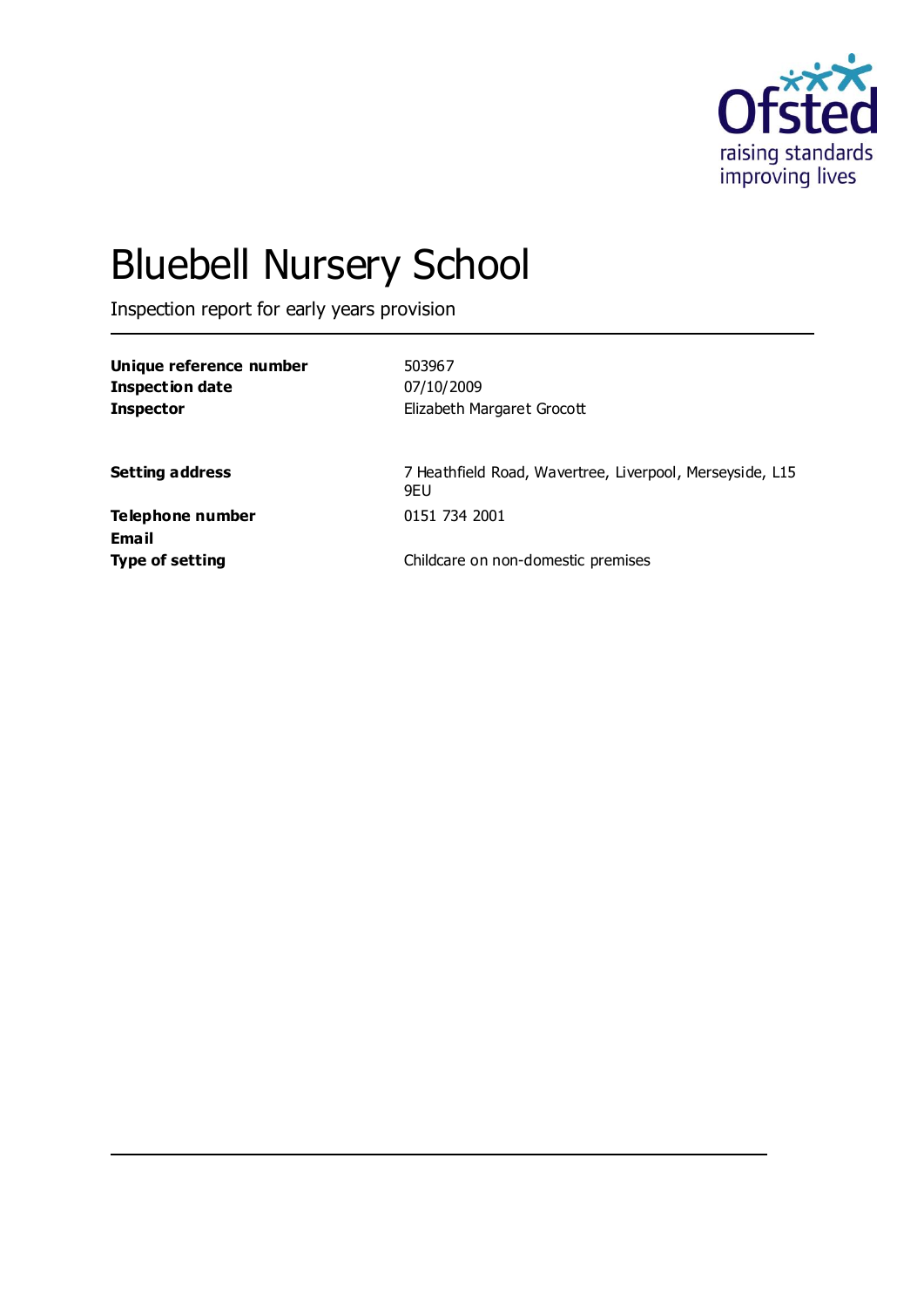# Bluebell Nursery School

Inspection report for early years provision

| | |
|---|---|
| **Unique reference number** | 503967 |
| **Inspection date** | 07/10/2009 |
| **Inspector** | Elizabeth Margaret Grocott |
| | |
| **Setting address** | 7 Heathfield Road, Wavertree, Liverpool, Merseyside, L15 9EU |
| **Telephone number** | 0151 734 2001 |
| **Email** | |
| **Type of setting** | Childcare on non-domestic premises |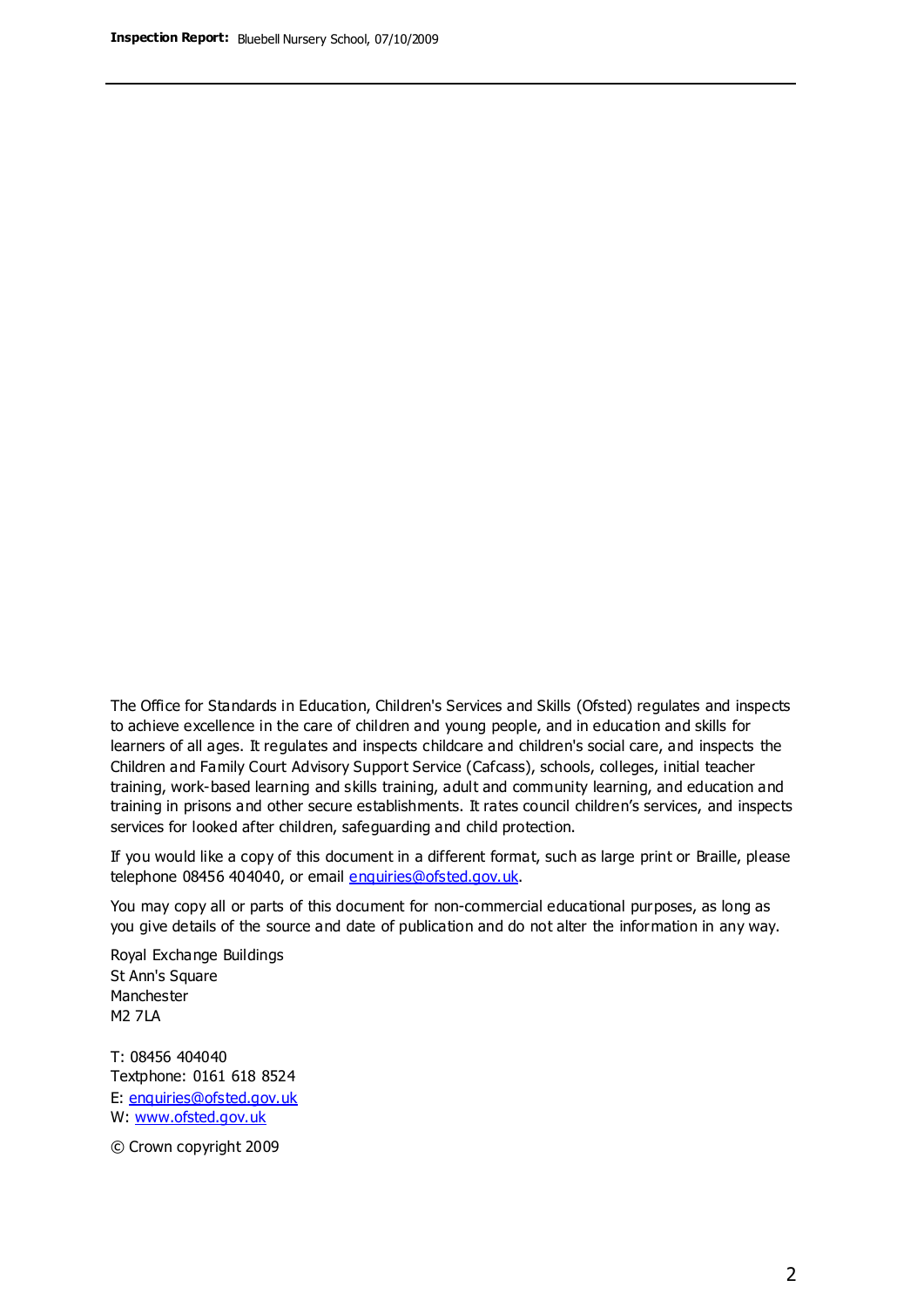The Office for Standards in Education, Children's Services and Skills (Ofsted) regulates and inspects to achieve excellence in the care of children and young people, and in education and skills for learners of all ages. It regulates and inspects childcare and children's social care, and inspects the Children and Family Court Advisory Support Service (Cafcass), schools, colleges, initial teacher training, work-based learning and skills training, adult and community learning, and education and training in prisons and other secure establishments. It rates council children's services, and inspects services for looked after children, safeguarding and child protection.

If you would like a copy of this document in a different format, such as large print or Braille, please telephone 08456 404040, or email enquiries@ofsted.gov.uk.

You may copy all or parts of this document for non-commercial educational purposes, as long as you give details of the source and date of publication and do not alter the information in any way.

Royal Exchange Buildings
St Ann's Square
Manchester
M2 7LA

T: 08456 404040
Textphone: 0161 618 8524
E: enquiries@ofsted.gov.uk
W: www.ofsted.gov.uk

© Crown copyright 2009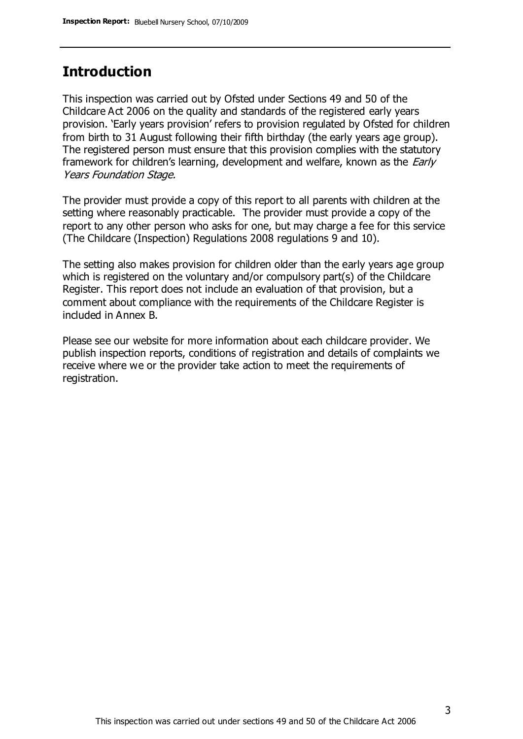## Introduction

This inspection was carried out by Ofsted under Sections 49 and 50 of the Childcare Act 2006 on the quality and standards of the registered early years provision. 'Early years provision' refers to provision regulated by Ofsted for children from birth to 31 August following their fifth birthday (the early years age group). The registered person must ensure that this provision complies with the statutory framework for children's learning, development and welfare, known as the *Early Years Foundation Stage.*

The provider must provide a copy of this report to all parents with children at the setting where reasonably practicable. The provider must provide a copy of the report to any other person who asks for one, but may charge a fee for this service (The Childcare (Inspection) Regulations 2008 regulations 9 and 10).

The setting also makes provision for children older than the early years age group which is registered on the voluntary and/or compulsory part(s) of the Childcare Register. This report does not include an evaluation of that provision, but a comment about compliance with the requirements of the Childcare Register is included in Annex B.

Please see our website for more information about each childcare provider. We publish inspection reports, conditions of registration and details of complaints we receive where we or the provider take action to meet the requirements of registration.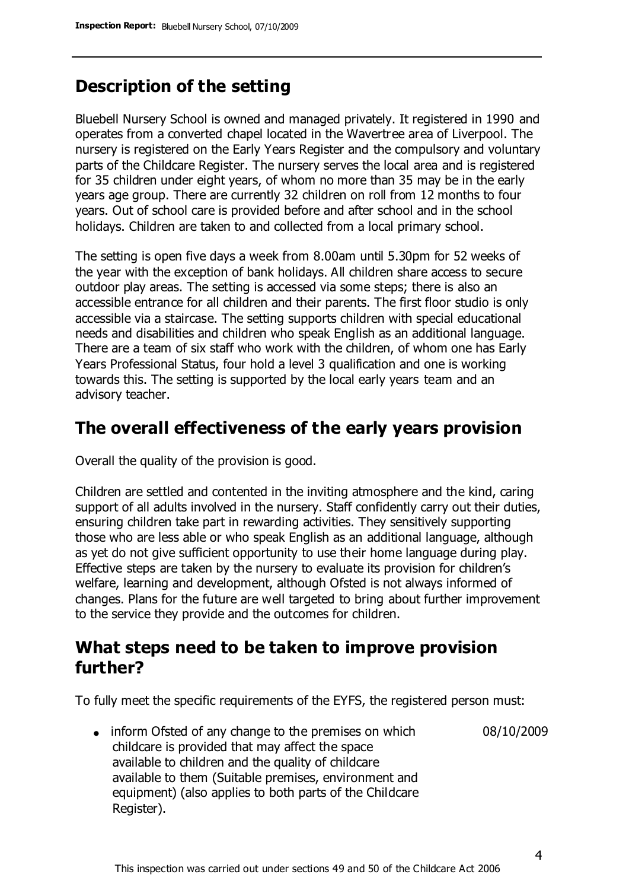## Description of the setting

Bluebell Nursery School is owned and managed privately. It registered in 1990 and operates from a converted chapel located in the Wavertree area of Liverpool. The nursery is registered on the Early Years Register and the compulsory and voluntary parts of the Childcare Register. The nursery serves the local area and is registered for 35 children under eight years, of whom no more than 35 may be in the early years age group. There are currently 32 children on roll from 12 months to four years. Out of school care is provided before and after school and in the school holidays. Children are taken to and collected from a local primary school.

The setting is open five days a week from 8.00am until 5.30pm for 52 weeks of the year with the exception of bank holidays. All children share access to secure outdoor play areas. The setting is accessed via some steps; there is also an accessible entrance for all children and their parents. The first floor studio is only accessible via a staircase. The setting supports children with special educational needs and disabilities and children who speak English as an additional language. There are a team of six staff who work with the children, of whom one has Early Years Professional Status, four hold a level 3 qualification and one is working towards this. The setting is supported by the local early years team and an advisory teacher.

## The overall effectiveness of the early years provision

Overall the quality of the provision is good.

Children are settled and contented in the inviting atmosphere and the kind, caring support of all adults involved in the nursery. Staff confidently carry out their duties, ensuring children take part in rewarding activities. They sensitively supporting those who are less able or who speak English as an additional language, although as yet do not give sufficient opportunity to use their home language during play. Effective steps are taken by the nursery to evaluate its provision for children's welfare, learning and development, although Ofsted is not always informed of changes. Plans for the future are well targeted to bring about further improvement to the service they provide and the outcomes for children.

## What steps need to be taken to improve provision further?

To fully meet the specific requirements of the EYFS, the registered person must:

- inform Ofsted of any change to the premises on which childcare is provided that may affect the space available to children and the quality of childcare available to them (Suitable premises, environment and equipment) (also applies to both parts of the Childcare Register). 08/10/2009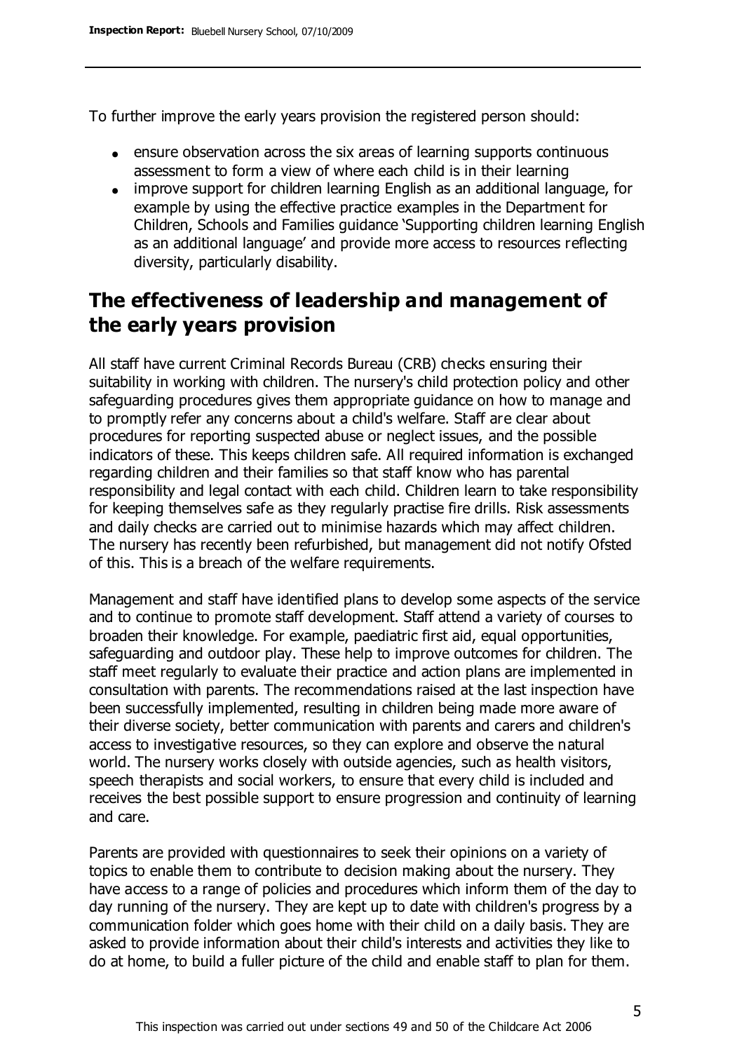To further improve the early years provision the registered person should:

- ensure observation across the six areas of learning supports continuous assessment to form a view of where each child is in their learning
- improve support for children learning English as an additional language, for example by using the effective practice examples in the Department for Children, Schools and Families guidance 'Supporting children learning English as an additional language' and provide more access to resources reflecting diversity, particularly disability.

## The effectiveness of leadership and management of the early years provision

All staff have current Criminal Records Bureau (CRB) checks ensuring their suitability in working with children. The nursery's child protection policy and other safeguarding procedures gives them appropriate guidance on how to manage and to promptly refer any concerns about a child's welfare. Staff are clear about procedures for reporting suspected abuse or neglect issues, and the possible indicators of these. This keeps children safe. All required information is exchanged regarding children and their families so that staff know who has parental responsibility and legal contact with each child. Children learn to take responsibility for keeping themselves safe as they regularly practise fire drills. Risk assessments and daily checks are carried out to minimise hazards which may affect children. The nursery has recently been refurbished, but management did not notify Ofsted of this. This is a breach of the welfare requirements.

Management and staff have identified plans to develop some aspects of the service and to continue to promote staff development. Staff attend a variety of courses to broaden their knowledge. For example, paediatric first aid, equal opportunities, safeguarding and outdoor play. These help to improve outcomes for children. The staff meet regularly to evaluate their practice and action plans are implemented in consultation with parents. The recommendations raised at the last inspection have been successfully implemented, resulting in children being made more aware of their diverse society, better communication with parents and carers and children's access to investigative resources, so they can explore and observe the natural world. The nursery works closely with outside agencies, such as health visitors, speech therapists and social workers, to ensure that every child is included and receives the best possible support to ensure progression and continuity of learning and care.

Parents are provided with questionnaires to seek their opinions on a variety of topics to enable them to contribute to decision making about the nursery. They have access to a range of policies and procedures which inform them of the day to day running of the nursery. They are kept up to date with children's progress by a communication folder which goes home with their child on a daily basis. They are asked to provide information about their child's interests and activities they like to do at home, to build a fuller picture of the child and enable staff to plan for them.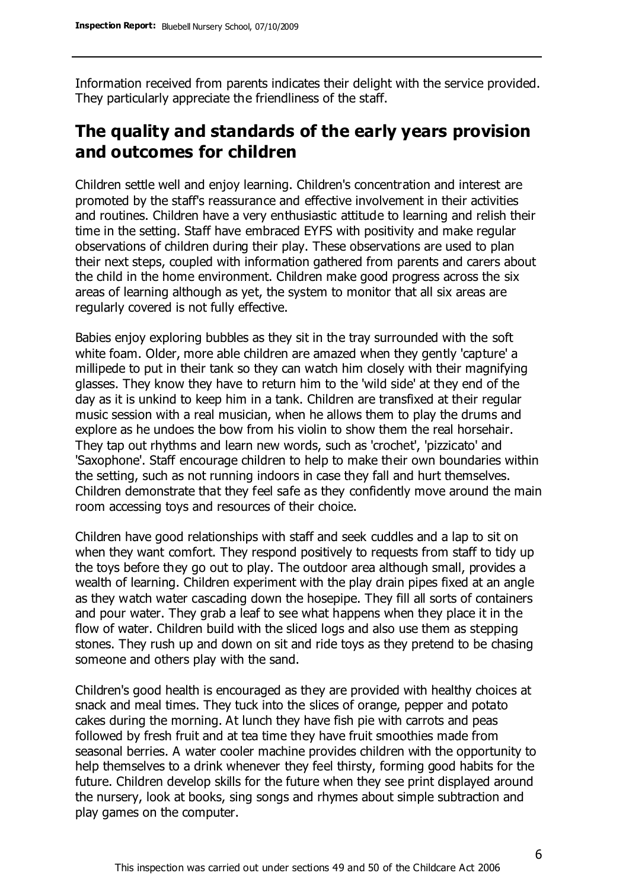Information received from parents indicates their delight with the service provided. They particularly appreciate the friendliness of the staff.

## The quality and standards of the early years provision and outcomes for children

Children settle well and enjoy learning. Children's concentration and interest are promoted by the staff's reassurance and effective involvement in their activities and routines. Children have a very enthusiastic attitude to learning and relish their time in the setting. Staff have embraced EYFS with positivity and make regular observations of children during their play. These observations are used to plan their next steps, coupled with information gathered from parents and carers about the child in the home environment. Children make good progress across the six areas of learning although as yet, the system to monitor that all six areas are regularly covered is not fully effective.

Babies enjoy exploring bubbles as they sit in the tray surrounded with the soft white foam. Older, more able children are amazed when they gently 'capture' a millipede to put in their tank so they can watch him closely with their magnifying glasses. They know they have to return him to the 'wild side' at they end of the day as it is unkind to keep him in a tank. Children are transfixed at their regular music session with a real musician, when he allows them to play the drums and explore as he undoes the bow from his violin to show them the real horsehair. They tap out rhythms and learn new words, such as 'crochet', 'pizzicato' and 'Saxophone'. Staff encourage children to help to make their own boundaries within the setting, such as not running indoors in case they fall and hurt themselves. Children demonstrate that they feel safe as they confidently move around the main room accessing toys and resources of their choice.

Children have good relationships with staff and seek cuddles and a lap to sit on when they want comfort. They respond positively to requests from staff to tidy up the toys before they go out to play. The outdoor area although small, provides a wealth of learning. Children experiment with the play drain pipes fixed at an angle as they watch water cascading down the hosepipe. They fill all sorts of containers and pour water. They grab a leaf to see what happens when they place it in the flow of water. Children build with the sliced logs and also use them as stepping stones. They rush up and down on sit and ride toys as they pretend to be chasing someone and others play with the sand.

Children's good health is encouraged as they are provided with healthy choices at snack and meal times. They tuck into the slices of orange, pepper and potato cakes during the morning. At lunch they have fish pie with carrots and peas followed by fresh fruit and at tea time they have fruit smoothies made from seasonal berries. A water cooler machine provides children with the opportunity to help themselves to a drink whenever they feel thirsty, forming good habits for the future. Children develop skills for the future when they see print displayed around the nursery, look at books, sing songs and rhymes about simple subtraction and play games on the computer.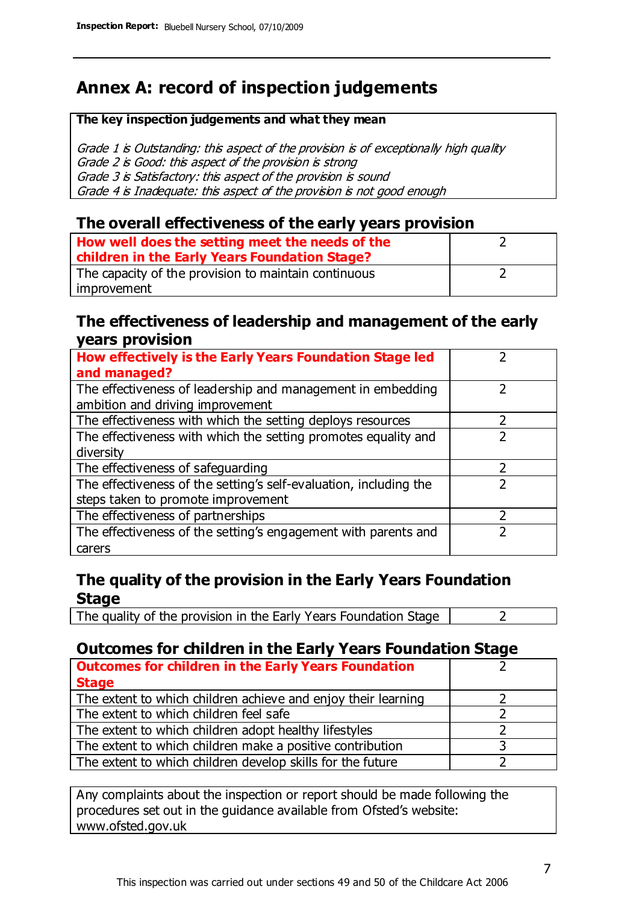# Annex A: record of inspection judgements

**The key inspection judgements and what they mean**

*Grade 1 is Outstanding: this aspect of the provision is of exceptionally high quality*
*Grade 2 is Good: this aspect of the provision is strong*
*Grade 3 is Satisfactory: this aspect of the provision is sound*
*Grade 4 is Inadequate: this aspect of the provision is not good enough*

## The overall effectiveness of the early years provision

| | |
|---|---|
| **How well does the setting meet the needs of the children in the Early Years Foundation Stage?** | 2 |
| The capacity of the provision to maintain continuous improvement | 2 |

## The effectiveness of leadership and management of the early years provision

| | |
|---|---|
| **How effectively is the Early Years Foundation Stage led and managed?** | 2 |
| The effectiveness of leadership and management in embedding ambition and driving improvement | 2 |
| The effectiveness with which the setting deploys resources | 2 |
| The effectiveness with which the setting promotes equality and diversity | 2 |
| The effectiveness of safeguarding | 2 |
| The effectiveness of the setting's self-evaluation, including the steps taken to promote improvement | 2 |
| The effectiveness of partnerships | 2 |
| The effectiveness of the setting's engagement with parents and carers | 2 |

## The quality of the provision in the Early Years Foundation Stage

| | |
|---|---|
| The quality of the provision in the Early Years Foundation Stage | 2 |

## Outcomes for children in the Early Years Foundation Stage

| | |
|---|---|
| **Outcomes for children in the Early Years Foundation Stage** | 2 |
| The extent to which children achieve and enjoy their learning | 2 |
| The extent to which children feel safe | 2 |
| The extent to which children adopt healthy lifestyles | 2 |
| The extent to which children make a positive contribution | 3 |
| The extent to which children develop skills for the future | 2 |

Any complaints about the inspection or report should be made following the procedures set out in the guidance available from Ofsted's website: www.ofsted.gov.uk

This inspection was carried out under sections 49 and 50 of the Childcare Act 2006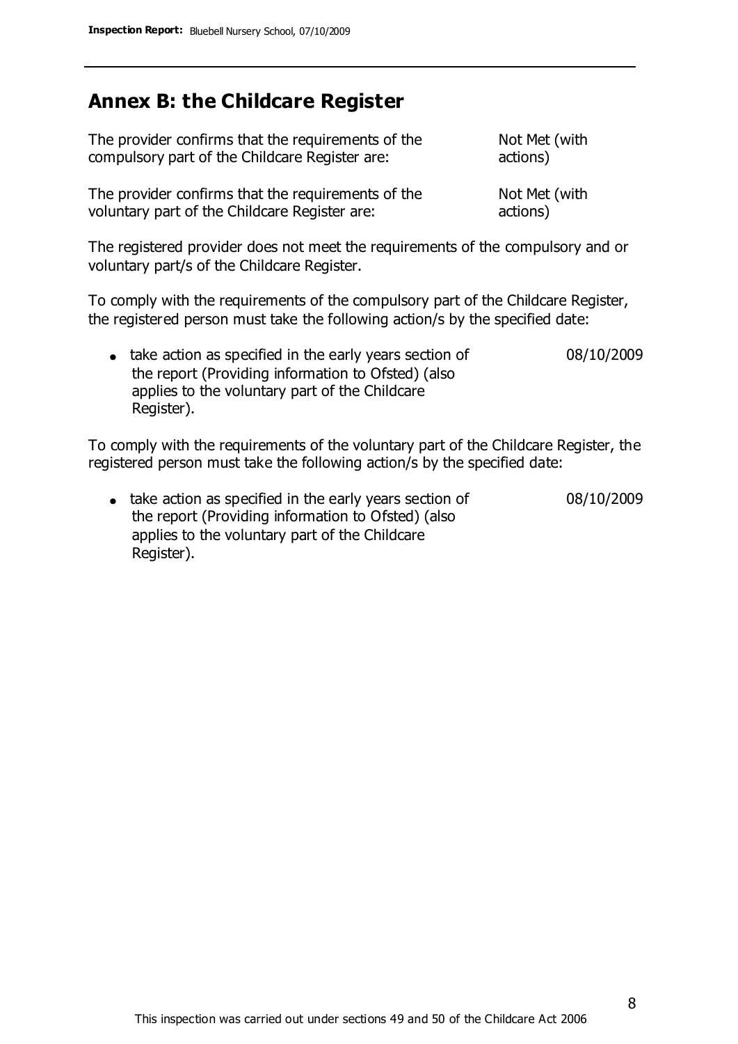## Annex B: the Childcare Register

| | |
|---|---|
| The provider confirms that the requirements of the compulsory part of the Childcare Register are: | Not Met (with actions) |
| The provider confirms that the requirements of the voluntary part of the Childcare Register are: | Not Met (with actions) |

The registered provider does not meet the requirements of the compulsory and or voluntary part/s of the Childcare Register.

To comply with the requirements of the compulsory part of the Childcare Register, the registered person must take the following action/s by the specified date:

| | |
|---|---|
| • take action as specified in the early years section of the report (Providing information to Ofsted) (also applies to the voluntary part of the Childcare Register). | 08/10/2009 |

To comply with the requirements of the voluntary part of the Childcare Register, the registered person must take the following action/s by the specified date:

| | |
|---|---|
| • take action as specified in the early years section of the report (Providing information to Ofsted) (also applies to the voluntary part of the Childcare Register). | 08/10/2009 |

This inspection was carried out under sections 49 and 50 of the Childcare Act 2006